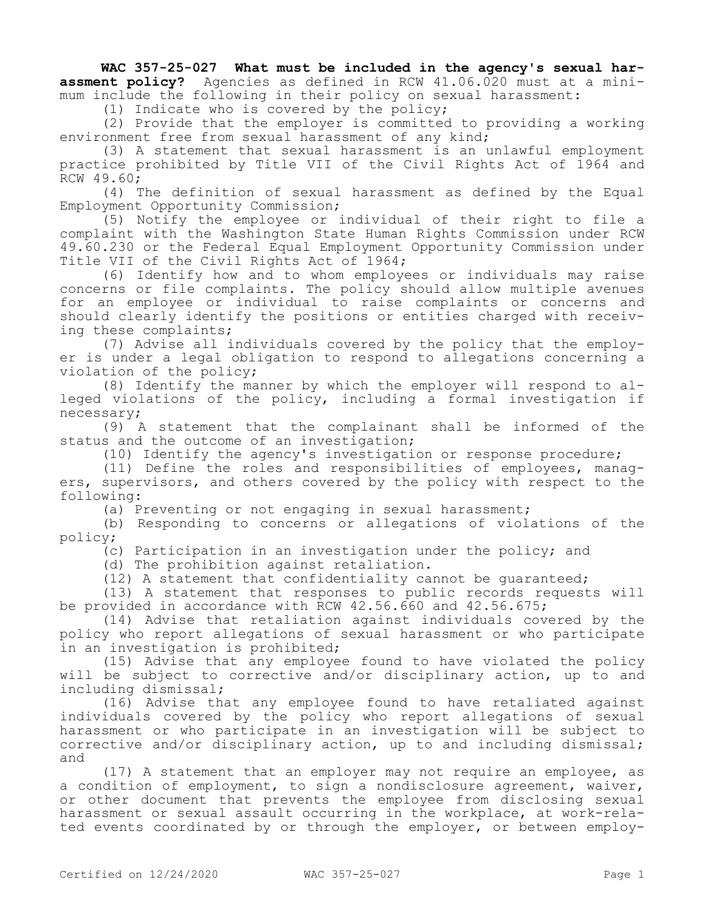**WAC 357-25-027 What must be included in the agency's sexual harassment policy?** Agencies as defined in RCW 41.06.020 must at a minimum include the following in their policy on sexual harassment:

(1) Indicate who is covered by the policy;

(2) Provide that the employer is committed to providing a working environment free from sexual harassment of any kind;

(3) A statement that sexual harassment is an unlawful employment practice prohibited by Title VII of the Civil Rights Act of 1964 and RCW 49.60;

(4) The definition of sexual harassment as defined by the Equal Employment Opportunity Commission;

(5) Notify the employee or individual of their right to file a complaint with the Washington State Human Rights Commission under RCW 49.60.230 or the Federal Equal Employment Opportunity Commission under Title VII of the Civil Rights Act of 1964;

(6) Identify how and to whom employees or individuals may raise concerns or file complaints. The policy should allow multiple avenues for an employee or individual to raise complaints or concerns and should clearly identify the positions or entities charged with receiving these complaints;

(7) Advise all individuals covered by the policy that the employer is under a legal obligation to respond to allegations concerning a violation of the policy;

(8) Identify the manner by which the employer will respond to alleged violations of the policy, including a formal investigation if necessary;

(9) A statement that the complainant shall be informed of the status and the outcome of an investigation;

(10) Identify the agency's investigation or response procedure;

(11) Define the roles and responsibilities of employees, managers, supervisors, and others covered by the policy with respect to the following:

(a) Preventing or not engaging in sexual harassment;

(b) Responding to concerns or allegations of violations of the policy;

(c) Participation in an investigation under the policy; and

(d) The prohibition against retaliation.

(12) A statement that confidentiality cannot be guaranteed;

(13) A statement that responses to public records requests will be provided in accordance with RCW 42.56.660 and 42.56.675;

(14) Advise that retaliation against individuals covered by the policy who report allegations of sexual harassment or who participate in an investigation is prohibited;

(15) Advise that any employee found to have violated the policy will be subject to corrective and/or disciplinary action, up to and including dismissal;

(16) Advise that any employee found to have retaliated against individuals covered by the policy who report allegations of sexual harassment or who participate in an investigation will be subject to corrective and/or disciplinary action, up to and including dismissal; and

(17) A statement that an employer may not require an employee, as a condition of employment, to sign a nondisclosure agreement, waiver, or other document that prevents the employee from disclosing sexual harassment or sexual assault occurring in the workplace, at work-related events coordinated by or through the employer, or between employ-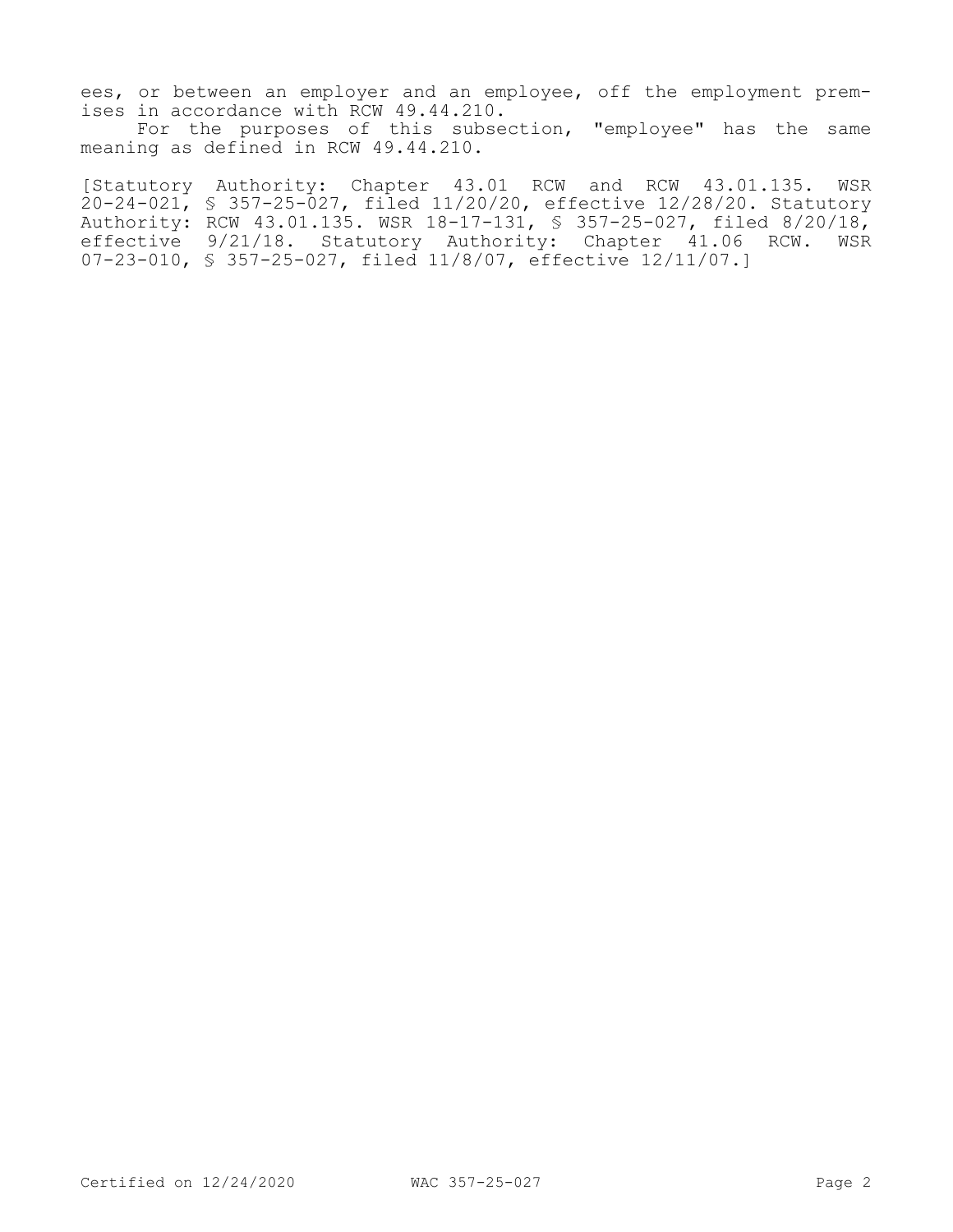ees, or between an employer and an employee, off the employment premises in accordance with RCW 49.44.210.

For the purposes of this subsection, "employee" has the same meaning as defined in RCW 49.44.210.

[Statutory Authority: Chapter 43.01 RCW and RCW 43.01.135. WSR 20-24-021, § 357-25-027, filed 11/20/20, effective 12/28/20. Statutory Authority: RCW 43.01.135. WSR 18-17-131, § 357-25-027, filed 8/20/18, effective 9/21/18. Statutory Authority: Chapter 41.06 RCW. WSR 07-23-010, § 357-25-027, filed 11/8/07, effective 12/11/07.]